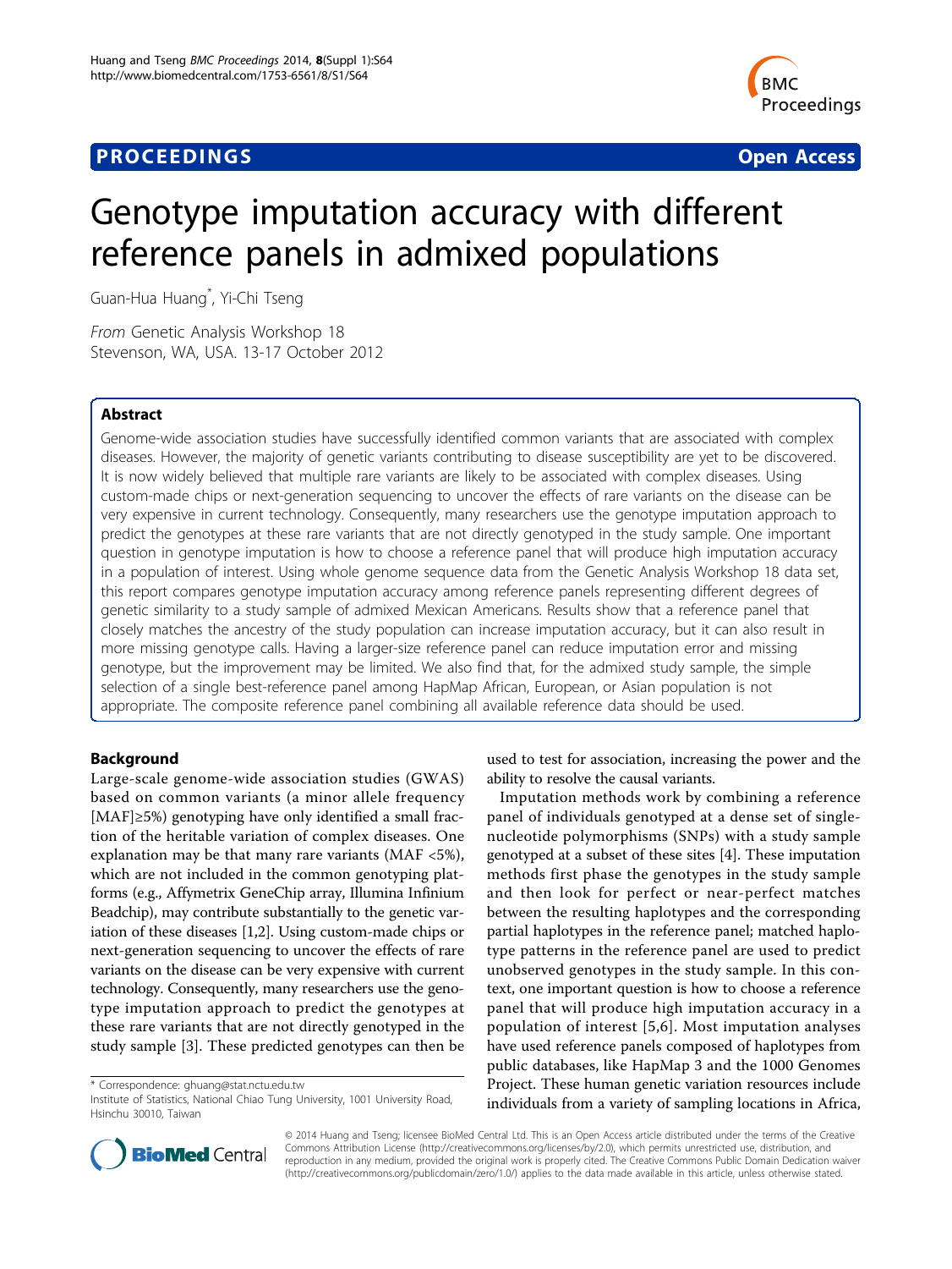PROCEEDINGS **Open Access**

# Genotype imputation accuracy with different reference panels in admixed populations

Guan-Hua Huang*, Yi-Chi Tseng

*From* Genetic Analysis Workshop 18
Stevenson, WA, USA. 13-17 October 2012

## Abstract

Genome-wide association studies have successfully identified common variants that are associated with complex diseases. However, the majority of genetic variants contributing to disease susceptibility are yet to be discovered. It is now widely believed that multiple rare variants are likely to be associated with complex diseases. Using custom-made chips or next-generation sequencing to uncover the effects of rare variants on the disease can be very expensive in current technology. Consequently, many researchers use the genotype imputation approach to predict the genotypes at these rare variants that are not directly genotyped in the study sample. One important question in genotype imputation is how to choose a reference panel that will produce high imputation accuracy in a population of interest. Using whole genome sequence data from the Genetic Analysis Workshop 18 data set, this report compares genotype imputation accuracy among reference panels representing different degrees of genetic similarity to a study sample of admixed Mexican Americans. Results show that a reference panel that closely matches the ancestry of the study population can increase imputation accuracy, but it can also result in more missing genotype calls. Having a larger-size reference panel can reduce imputation error and missing genotype, but the improvement may be limited. We also find that, for the admixed study sample, the simple selection of a single best-reference panel among HapMap African, European, or Asian population is not appropriate. The composite reference panel combining all available reference data should be used.

## Background

Large-scale genome-wide association studies (GWAS) based on common variants (a minor allele frequency [MAF]≥5%) genotyping have only identified a small fraction of the heritable variation of complex diseases. One explanation may be that many rare variants (MAF <5%), which are not included in the common genotyping platforms (e.g., Affymetrix GeneChip array, Illumina Infinium Beadchip), may contribute substantially to the genetic variation of these diseases [1,2]. Using custom-made chips or next-generation sequencing to uncover the effects of rare variants on the disease can be very expensive with current technology. Consequently, many researchers use the genotype imputation approach to predict the genotypes at these rare variants that are not directly genotyped in the study sample [3]. These predicted genotypes can then be used to test for association, increasing the power and the ability to resolve the causal variants.

Imputation methods work by combining a reference panel of individuals genotyped at a dense set of single-nucleotide polymorphisms (SNPs) with a study sample genotyped at a subset of these sites [4]. These imputation methods first phase the genotypes in the study sample and then look for perfect or near-perfect matches between the resulting haplotypes and the corresponding partial haplotypes in the reference panel; matched haplotype patterns in the reference panel are used to predict unobserved genotypes in the study sample. In this context, one important question is how to choose a reference panel that will produce high imputation accuracy in a population of interest [5,6]. Most imputation analyses have used reference panels composed of haplotypes from public databases, like HapMap 3 and the 1000 Genomes Project. These human genetic variation resources include individuals from a variety of sampling locations in Africa,

* Correspondence: ghuang@stat.nctu.edu.tw
Institute of Statistics, National Chiao Tung University, 1001 University Road, Hsinchu 30010, Taiwan

© 2014 Huang and Tseng; licensee BioMed Central Ltd. This is an Open Access article distributed under the terms of the Creative Commons Attribution License (http://creativecommons.org/licenses/by/2.0), which permits unrestricted use, distribution, and reproduction in any medium, provided the original work is properly cited. The Creative Commons Public Domain Dedication waiver (http://creativecommons.org/publicdomain/zero/1.0/) applies to the data made available in this article, unless otherwise stated.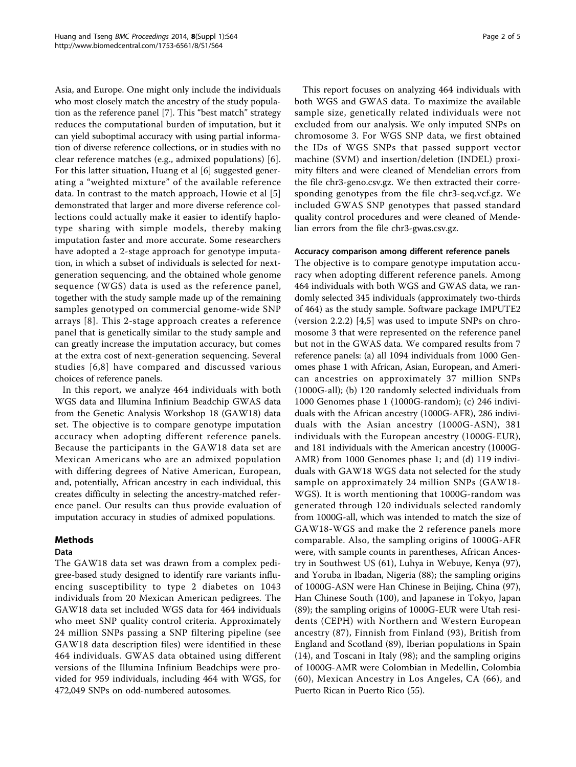Asia, and Europe. One might only include the individuals who most closely match the ancestry of the study population as the reference panel [7]. This "best match" strategy reduces the computational burden of imputation, but it can yield suboptimal accuracy with using partial information of diverse reference collections, or in studies with no clear reference matches (e.g., admixed populations) [6]. For this latter situation, Huang et al [6] suggested generating a "weighted mixture" of the available reference data. In contrast to the match approach, Howie et al [5] demonstrated that larger and more diverse reference collections could actually make it easier to identify haplotype sharing with simple models, thereby making imputation faster and more accurate. Some researchers have adopted a 2-stage approach for genotype imputation, in which a subset of individuals is selected for next-generation sequencing, and the obtained whole genome sequence (WGS) data is used as the reference panel, together with the study sample made up of the remaining samples genotyped on commercial genome-wide SNP arrays [8]. This 2-stage approach creates a reference panel that is genetically similar to the study sample and can greatly increase the imputation accuracy, but comes at the extra cost of next-generation sequencing. Several studies [6,8] have compared and discussed various choices of reference panels.

In this report, we analyze 464 individuals with both WGS data and Illumina Infinium Beadchip GWAS data from the Genetic Analysis Workshop 18 (GAW18) data set. The objective is to compare genotype imputation accuracy when adopting different reference panels. Because the participants in the GAW18 data set are Mexican Americans who are an admixed population with differing degrees of Native American, European, and, potentially, African ancestry in each individual, this creates difficulty in selecting the ancestry-matched reference panel. Our results can thus provide evaluation of imputation accuracy in studies of admixed populations.

## Methods

### Data

The GAW18 data set was drawn from a complex pedigree-based study designed to identify rare variants influencing susceptibility to type 2 diabetes on 1043 individuals from 20 Mexican American pedigrees. The GAW18 data set included WGS data for 464 individuals who meet SNP quality control criteria. Approximately 24 million SNPs passing a SNP filtering pipeline (see GAW18 data description files) were identified in these 464 individuals. GWAS data obtained using different versions of the Illumina Infinium Beadchips were provided for 959 individuals, including 464 with WGS, for 472,049 SNPs on odd-numbered autosomes.

This report focuses on analyzing 464 individuals with both WGS and GWAS data. To maximize the available sample size, genetically related individuals were not excluded from our analysis. We only imputed SNPs on chromosome 3. For WGS SNP data, we first obtained the IDs of WGS SNPs that passed support vector machine (SVM) and insertion/deletion (INDEL) proximity filters and were cleaned of Mendelian errors from the file chr3-geno.csv.gz. We then extracted their corresponding genotypes from the file chr3-seq.vcf.gz. We included GWAS SNP genotypes that passed standard quality control procedures and were cleaned of Mendelian errors from the file chr3-gwas.csv.gz.

### Accuracy comparison among different reference panels

The objective is to compare genotype imputation accuracy when adopting different reference panels. Among 464 individuals with both WGS and GWAS data, we randomly selected 345 individuals (approximately two-thirds of 464) as the study sample. Software package IMPUTE2 (version 2.2.2) [4,5] was used to impute SNPs on chromosome 3 that were represented on the reference panel but not in the GWAS data. We compared results from 7 reference panels: (a) all 1094 individuals from 1000 Genomes phase 1 with African, Asian, European, and American ancestries on approximately 37 million SNPs (1000G-all); (b) 120 randomly selected individuals from 1000 Genomes phase 1 (1000G-random); (c) 246 individuals with the African ancestry (1000G-AFR), 286 individuals with the Asian ancestry (1000G-ASN), 381 individuals with the European ancestry (1000G-EUR), and 181 individuals with the American ancestry (1000G-AMR) from 1000 Genomes phase 1; and (d) 119 individuals with GAW18 WGS data not selected for the study sample on approximately 24 million SNPs (GAW18-WGS). It is worth mentioning that 1000G-random was generated through 120 individuals selected randomly from 1000G-all, which was intended to match the size of GAW18-WGS and make the 2 reference panels more comparable. Also, the sampling origins of 1000G-AFR were, with sample counts in parentheses, African Ancestry in Southwest US (61), Luhya in Webuye, Kenya (97), and Yoruba in Ibadan, Nigeria (88); the sampling origins of 1000G-ASN were Han Chinese in Beijing, China (97), Han Chinese South (100), and Japanese in Tokyo, Japan (89); the sampling origins of 1000G-EUR were Utah residents (CEPH) with Northern and Western European ancestry (87), Finnish from Finland (93), British from England and Scotland (89), Iberian populations in Spain (14), and Toscani in Italy (98); and the sampling origins of 1000G-AMR were Colombian in Medellin, Colombia (60), Mexican Ancestry in Los Angeles, CA (66), and Puerto Rican in Puerto Rico (55).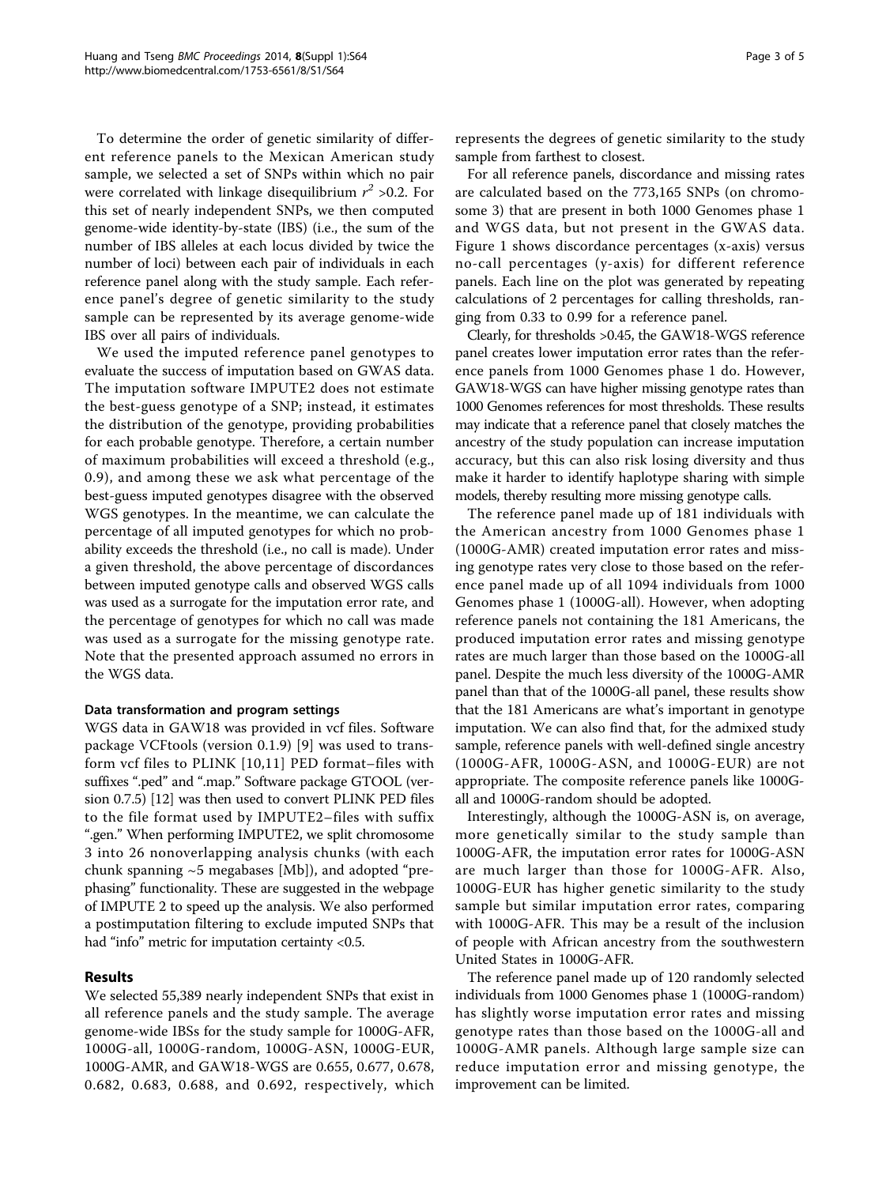To determine the order of genetic similarity of different reference panels to the Mexican American study sample, we selected a set of SNPs within which no pair were correlated with linkage disequilibrium $r^2$ >0.2. For this set of nearly independent SNPs, we then computed genome-wide identity-by-state (IBS) (i.e., the sum of the number of IBS alleles at each locus divided by twice the number of loci) between each pair of individuals in each reference panel along with the study sample. Each reference panel's degree of genetic similarity to the study sample can be represented by its average genome-wide IBS over all pairs of individuals.

We used the imputed reference panel genotypes to evaluate the success of imputation based on GWAS data. The imputation software IMPUTE2 does not estimate the best-guess genotype of a SNP; instead, it estimates the distribution of the genotype, providing probabilities for each probable genotype. Therefore, a certain number of maximum probabilities will exceed a threshold (e.g., 0.9), and among these we ask what percentage of the best-guess imputed genotypes disagree with the observed WGS genotypes. In the meantime, we can calculate the percentage of all imputed genotypes for which no probability exceeds the threshold (i.e., no call is made). Under a given threshold, the above percentage of discordances between imputed genotype calls and observed WGS calls was used as a surrogate for the imputation error rate, and the percentage of genotypes for which no call was made was used as a surrogate for the missing genotype rate. Note that the presented approach assumed no errors in the WGS data.

### Data transformation and program settings

WGS data in GAW18 was provided in vcf files. Software package VCFtools (version 0.1.9) [9] was used to transform vcf files to PLINK [10,11] PED format–files with suffixes ".ped" and ".map." Software package GTOOL (version 0.7.5) [12] was then used to convert PLINK PED files to the file format used by IMPUTE2–files with suffix ".gen." When performing IMPUTE2, we split chromosome 3 into 26 nonoverlapping analysis chunks (with each chunk spanning ~5 megabases [Mb]), and adopted "prephasing" functionality. These are suggested in the webpage of IMPUTE 2 to speed up the analysis. We also performed a postimputation filtering to exclude imputed SNPs that had "info" metric for imputation certainty <0.5.

## Results

We selected 55,389 nearly independent SNPs that exist in all reference panels and the study sample. The average genome-wide IBSs for the study sample for 1000G-AFR, 1000G-all, 1000G-random, 1000G-ASN, 1000G-EUR, 1000G-AMR, and GAW18-WGS are 0.655, 0.677, 0.678, 0.682, 0.683, 0.688, and 0.692, respectively, which represents the degrees of genetic similarity to the study sample from farthest to closest.

For all reference panels, discordance and missing rates are calculated based on the 773,165 SNPs (on chromosome 3) that are present in both 1000 Genomes phase 1 and WGS data, but not present in the GWAS data. Figure 1 shows discordance percentages (x-axis) versus no-call percentages (y-axis) for different reference panels. Each line on the plot was generated by repeating calculations of 2 percentages for calling thresholds, ranging from 0.33 to 0.99 for a reference panel.

Clearly, for thresholds >0.45, the GAW18-WGS reference panel creates lower imputation error rates than the reference panels from 1000 Genomes phase 1 do. However, GAW18-WGS can have higher missing genotype rates than 1000 Genomes references for most thresholds. These results may indicate that a reference panel that closely matches the ancestry of the study population can increase imputation accuracy, but this can also risk losing diversity and thus make it harder to identify haplotype sharing with simple models, thereby resulting more missing genotype calls.

The reference panel made up of 181 individuals with the American ancestry from 1000 Genomes phase 1 (1000G-AMR) created imputation error rates and missing genotype rates very close to those based on the reference panel made up of all 1094 individuals from 1000 Genomes phase 1 (1000G-all). However, when adopting reference panels not containing the 181 Americans, the produced imputation error rates and missing genotype rates are much larger than those based on the 1000G-all panel. Despite the much less diversity of the 1000G-AMR panel than that of the 1000G-all panel, these results show that the 181 Americans are what's important in genotype imputation. We can also find that, for the admixed study sample, reference panels with well-defined single ancestry (1000G-AFR, 1000G-ASN, and 1000G-EUR) are not appropriate. The composite reference panels like 1000G-all and 1000G-random should be adopted.

Interestingly, although the 1000G-ASN is, on average, more genetically similar to the study sample than 1000G-AFR, the imputation error rates for 1000G-ASN are much larger than those for 1000G-AFR. Also, 1000G-EUR has higher genetic similarity to the study sample but similar imputation error rates, comparing with 1000G-AFR. This may be a result of the inclusion of people with African ancestry from the southwestern United States in 1000G-AFR.

The reference panel made up of 120 randomly selected individuals from 1000 Genomes phase 1 (1000G-random) has slightly worse imputation error rates and missing genotype rates than those based on the 1000G-all and 1000G-AMR panels. Although large sample size can reduce imputation error and missing genotype, the improvement can be limited.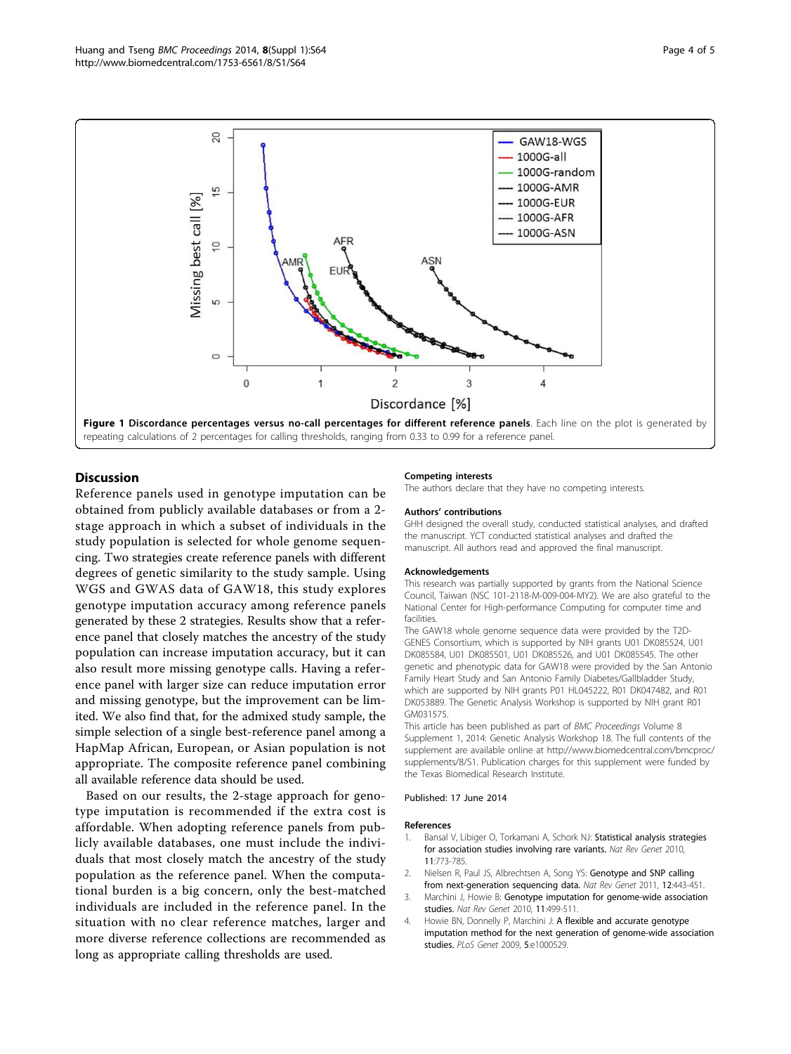Missing best call [%]

0
5
10
15
20

0
1
2
3
4

Discordance [%]

GAW18-WGS
1000G-all
1000G-random
1000G-AMR
1000G-EUR
1000G-AFR
1000G-ASN

AMR
EUR
AFR
ASN

**Figure 1 Discordance percentages versus no-call percentages for different reference panels**. Each line on the plot is generated by repeating calculations of 2 percentages for calling thresholds, ranging from 0.33 to 0.99 for a reference panel.

## Discussion

Reference panels used in genotype imputation can be obtained from publicly available databases or from a 2-stage approach in which a subset of individuals in the study population is selected for whole genome sequencing. Two strategies create reference panels with different degrees of genetic similarity to the study sample. Using WGS and GWAS data of GAW18, this study explores genotype imputation accuracy among reference panels generated by these 2 strategies. Results show that a reference panel that closely matches the ancestry of the study population can increase imputation accuracy, but it can also result more missing genotype calls. Having a reference panel with larger size can reduce imputation error and missing genotype, but the improvement can be limited. We also find that, for the admixed study sample, the simple selection of a single best-reference panel among a HapMap African, European, or Asian population is not appropriate. The composite reference panel combining all available reference data should be used.

Based on our results, the 2-stage approach for genotype imputation is recommended if the extra cost is affordable. When adopting reference panels from publicly available databases, one must include the individuals that most closely match the ancestry of the study population as the reference panel. When the computational burden is a big concern, only the best-matched individuals are included in the reference panel. In the situation with no clear reference matches, larger and more diverse reference collections are recommended as long as appropriate calling thresholds are used.

### Competing interests

The authors declare that they have no competing interests.

### Authors' contributions

GHH designed the overall study, conducted statistical analyses, and drafted the manuscript. YCT conducted statistical analyses and drafted the manuscript. All authors read and approved the final manuscript.

### Acknowledgements

This research was partially supported by grants from the National Science Council, Taiwan (NSC 101-2118-M-009-004-MY2). We are also grateful to the National Center for High-performance Computing for computer time and facilities.

The GAW18 whole genome sequence data were provided by the T2D-GENES Consortium, which is supported by NIH grants U01 DK085524, U01 DK085584, U01 DK085501, U01 DK085526, and U01 DK085545. The other genetic and phenotypic data for GAW18 were provided by the San Antonio Family Heart Study and San Antonio Family Diabetes/Gallbladder Study, which are supported by NIH grants P01 HL045222, R01 DK047482, and R01 DK053889. The Genetic Analysis Workshop is supported by NIH grant R01 GM031575.

This article has been published as part of *BMC Proceedings* Volume 8 Supplement 1, 2014: Genetic Analysis Workshop 18. The full contents of the supplement are available online at http://www.biomedcentral.com/bmcproc/supplements/8/S1. Publication charges for this supplement were funded by the Texas Biomedical Research Institute.

Published: 17 June 2014

### References

1. Bansal V, Libiger O, Torkamani A, Schork NJ: **Statistical analysis strategies for association studies involving rare variants.** *Nat Rev Genet* 2010, **11**:773-785.
2. Nielsen R, Paul JS, Albrechtsen A, Song YS: **Genotype and SNP calling from next-generation sequencing data.** *Nat Rev Genet* 2011, **12**:443-451.
3. Marchini J, Howie B: **Genotype imputation for genome-wide association studies.** *Nat Rev Genet* 2010, **11**:499-511.
4. Howie BN, Donnelly P, Marchini J: **A flexible and accurate genotype imputation method for the next generation of genome-wide association studies.** *PLoS Genet* 2009, **5**:e1000529.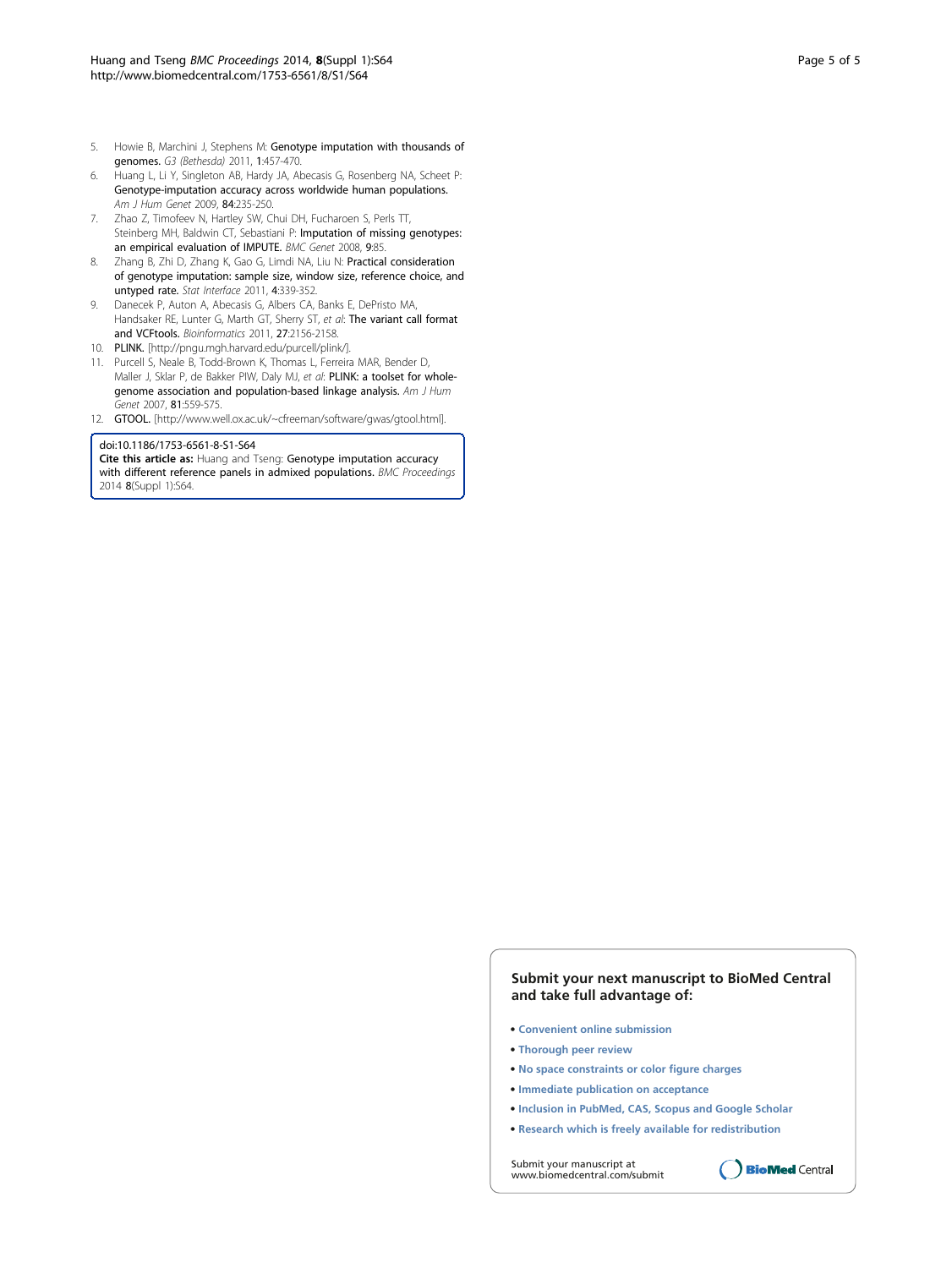5. Howie B, Marchini J, Stephens M: **Genotype imputation with thousands of genomes.** *G3 (Bethesda)* 2011, **1**:457-470.
6. Huang L, Li Y, Singleton AB, Hardy JA, Abecasis G, Rosenberg NA, Scheet P: **Genotype-imputation accuracy across worldwide human populations.** *Am J Hum Genet* 2009, **84**:235-250.
7. Zhao Z, Timofeev N, Hartley SW, Chui DH, Fucharoen S, Perls TT, Steinberg MH, Baldwin CT, Sebastiani P: **Imputation of missing genotypes: an empirical evaluation of IMPUTE.** *BMC Genet* 2008, **9**:85.
8. Zhang B, Zhi D, Zhang K, Gao G, Limdi NA, Liu N: **Practical consideration of genotype imputation: sample size, window size, reference choice, and untyped rate.** *Stat Interface* 2011, **4**:339-352.
9. Danecek P, Auton A, Abecasis G, Albers CA, Banks E, DePristo MA, Handsaker RE, Lunter G, Marth GT, Sherry ST, *et al*: **The variant call format and VCFtools.** *Bioinformatics* 2011, **27**:2156-2158.
10. **PLINK.** [http://pngu.mgh.harvard.edu/purcell/plink/].
11. Purcell S, Neale B, Todd-Brown K, Thomas L, Ferreira MAR, Bender D, Maller J, Sklar P, de Bakker PIW, Daly MJ, *et al*: **PLINK: a toolset for whole-genome association and population-based linkage analysis.** *Am J Hum Genet* 2007, **81**:559-575.
12. **GTOOL.** [http://www.well.ox.ac.uk/~cfreeman/software/gwas/gtool.html].

doi:10.1186/1753-6561-8-S1-S64
**Cite this article as:** Huang and Tseng: **Genotype imputation accuracy with different reference panels in admixed populations.** *BMC Proceedings* 2014 **8**(Suppl 1):S64.

**Submit your next manuscript to BioMed Central and take full advantage of:**

- **Convenient online submission**
- **Thorough peer review**
- **No space constraints or color figure charges**
- **Immediate publication on acceptance**
- **Inclusion in PubMed, CAS, Scopus and Google Scholar**
- **Research which is freely available for redistribution**

Submit your manuscript at
www.biomedcentral.com/submit

BioMed Central